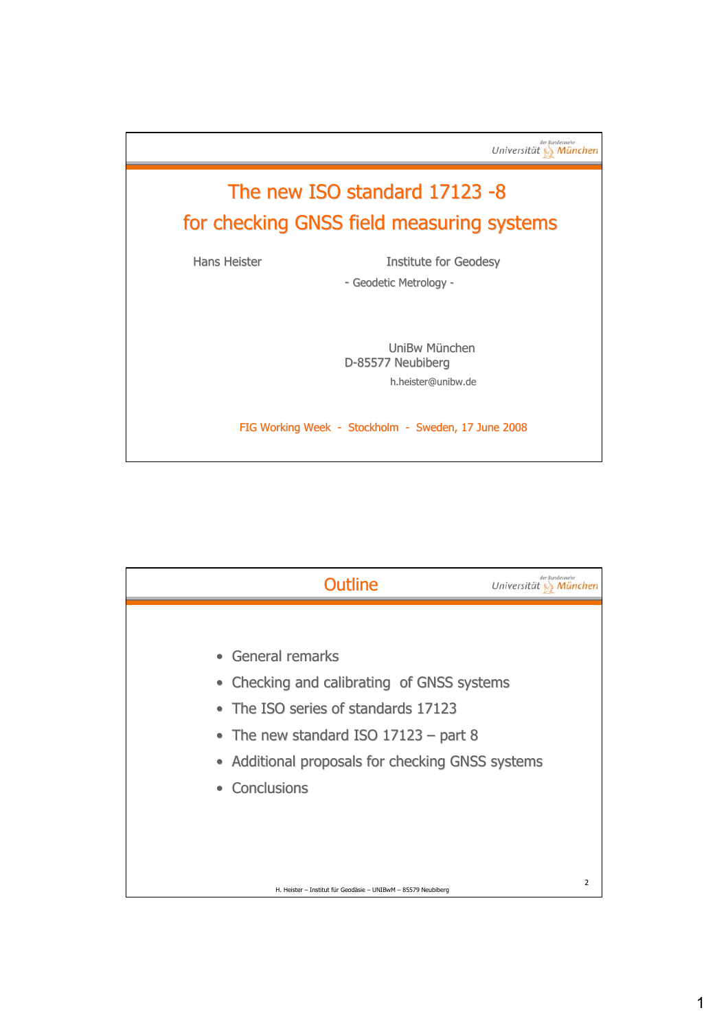# The new ISO standard 17123 -8 for checking GNSS field measuring systems

Hans Heister

Institute for Geodesy

- Geodetic Metrology -

UniBw München

D-85577 Neubiberg

h.heister@unibw.de

FIG Working Week - Stockholm - Sweden, 17 June 2008

## Outline

- General remarks
- Checking and calibrating of GNSS systems
- The ISO series of standards 17123
- The new standard ISO 17123 – part 8
- Additional proposals for checking GNSS systems
- Conclusions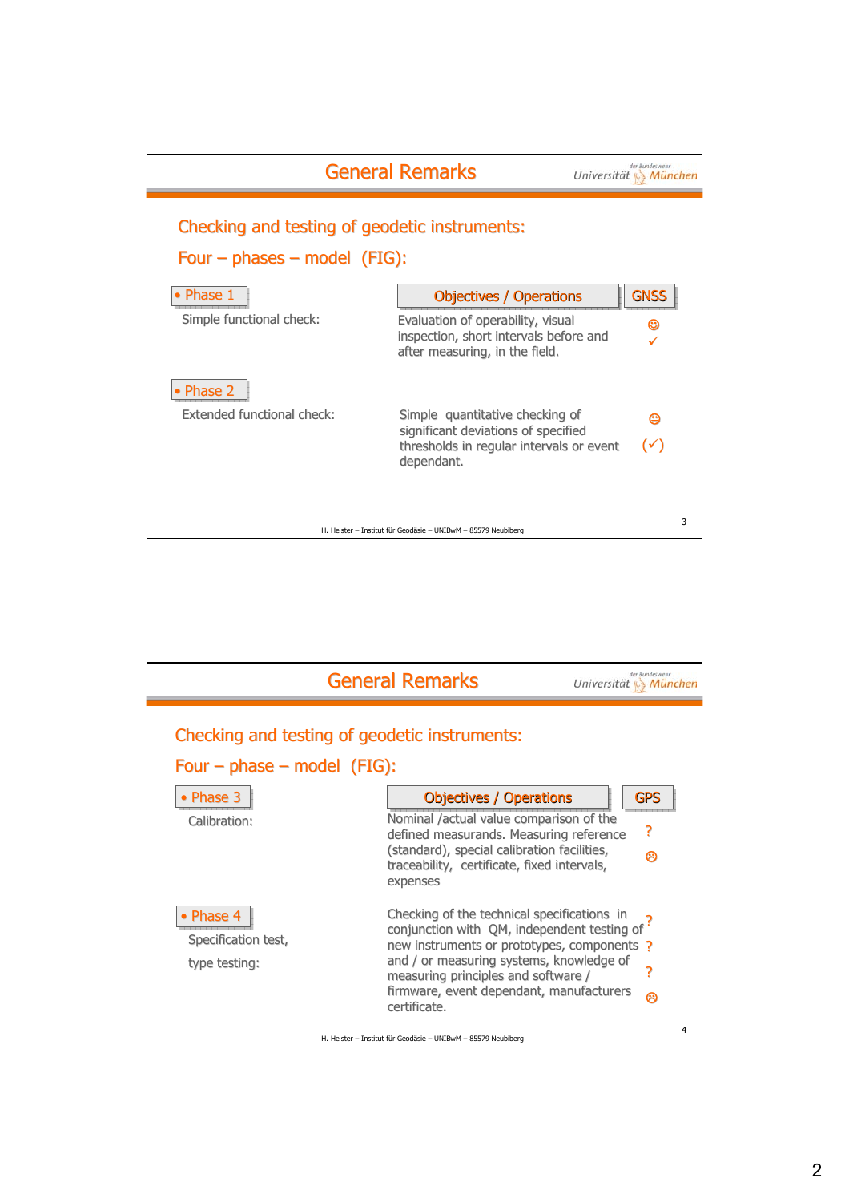## General Remarks

### Checking and testing of geodetic instruments:

### Four – phases – model (FIG):

| Phase | Description | Objectives / Operations | GNSS |
|---|---|---|---|
| • Phase 1 | Simple functional check: | Evaluation of operability, visual inspection, short intervals before and after measuring, in the field. | ☺ ✓ |
| • Phase 2 | Extended functional check: | Simple quantitative checking of significant deviations of specified thresholds in regular intervals or event dependant. | 😐 (✓) |

H. Heister – Institut für Geodäsie – UNIBwM – 85579 Neubiberg

## General Remarks

### Checking and testing of geodetic instruments:

### Four – phase – model (FIG):

| Phase | Description | Objectives / Operations | GPS |
|---|---|---|---|
| • Phase 3 | Calibration: | Nominal /actual value comparison of the defined measurands. Measuring reference (standard), special calibration facilities, traceability, certificate, fixed intervals, expenses | ? ☹ |
| • Phase 4 | Specification test, type testing: | Checking of the technical specifications in conjunction with QM, independent testing of new instruments or prototypes, components and / or measuring systems, knowledge of measuring principles and software / firmware, event dependant, manufacturers certificate. | ? ? ? ☹ |

H. Heister – Institut für Geodäsie – UNIBwM – 85579 Neubiberg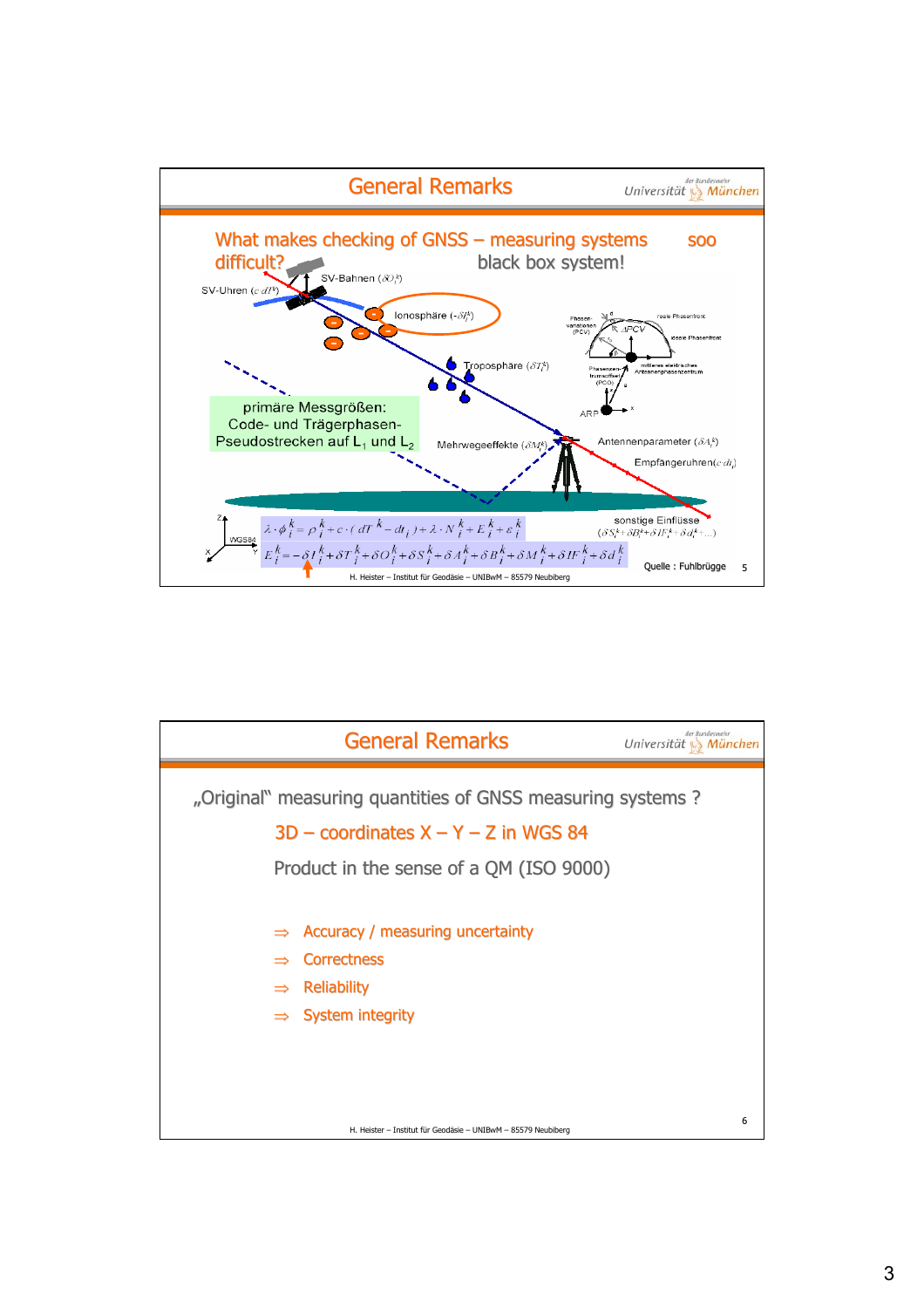## General Remarks

What makes checking of GNSS – measuring systems difficult? soo black box system!

SV-Bahnen ($\delta O_i^k$)

SV-Uhren ($c \cdot dT^k$)

Ionosphäre ($-\delta I_i^k$)

Troposphäre ($\delta T_i^k$)

primäre Messgrößen: Code- und Trägerphasen-Pseudostrecken auf $L_1$ und $L_2$

Mehrwegeeffekte ($\delta M_i^k$)

Antennenparameter ($\delta A_i^k$)

Empfängeruhren ($c \cdot dt_i$)

sonstige Einflüsse ($\delta S_i^k + \delta B_i^k + \delta IF_i^k + \delta d_i^k + \ldots$)

$$\lambda \cdot \phi_i^k = \rho_i^k + c \cdot (dT^k - dt_i) + \lambda \cdot N_i^k + E_i^k + \varepsilon_i^k$$

$$E_i^k = -\delta I_i^k + \delta T_i^k + \delta O_i^k + \delta S_i^k + \delta A_i^k + \delta B_i^k + \delta M_i^k + \delta IF_i^k + \delta d_i^k$$

Quelle : Fuhlbrügge

H. Heister – Institut für Geodäsie – UNIBwM – 85579 Neubiberg

## General Remarks

„Original" measuring quantities of GNSS measuring systems ?

3D – coordinates X – Y – Z in WGS 84

Product in the sense of a QM (ISO 9000)

- ⇒ Accuracy / measuring uncertainty
- ⇒ Correctness
- ⇒ Reliability
- ⇒ System integrity

H. Heister – Institut für Geodäsie – UNIBwM – 85579 Neubiberg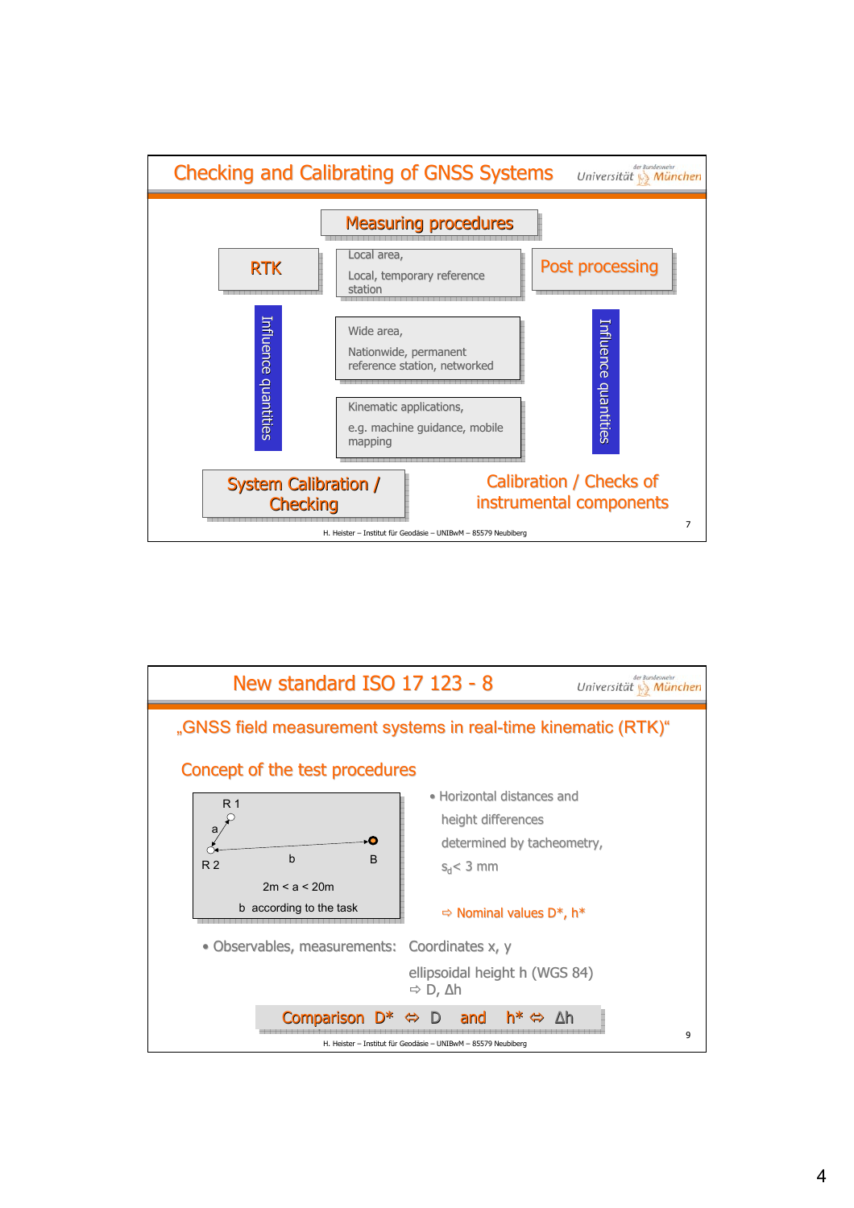## Checking and Calibrating of GNSS Systems

### Measuring procedures

**RTK**

Local area,
Local, temporary reference station

**Post processing**

Influence quantities

Wide area,
Nationwide, permanent reference station, networked

Influence quantities

Kinematic applications,
e.g. machine guidance, mobile mapping

**System Calibration / Checking**

**Calibration / Checks of instrumental components**

H. Heister – Institut für Geodäsie – UNIBwM – 85579 Neubiberg

## New standard ISO 17 123 - 8

### „GNSS field measurement systems in real-time kinematic (RTK)"

### Concept of the test procedures

R 1, a, R 2, b, B

$2m < a < 20m$

b according to the task

- Horizontal distances and height differences determined by tacheometry, $s_d < 3$ mm

⇨ Nominal values D*, h*

- Observables, measurements: Coordinates x, y

  ellipsoidal height h (WGS 84)

  ⇨ D, Δh

**Comparison D* ⇔ D and h* ⇔ Δh**

H. Heister – Institut für Geodäsie – UNIBwM – 85579 Neubiberg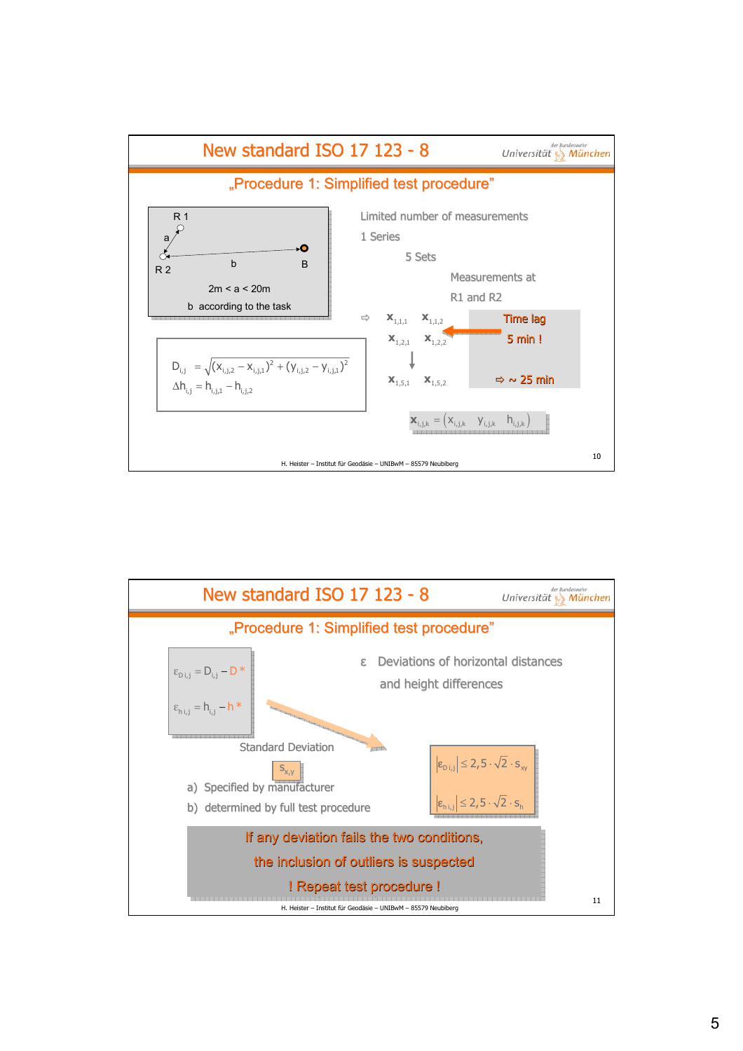## New standard ISO 17 123 - 8

### „Procedure 1: Simplified test procedure"

R 1

a

R 2 — b — B

2m < a < 20m

b according to the task

Limited number of measurements

1 Series

5 Sets

Measurements at

R1 and R2

$$D_{i,j} = \sqrt{(x_{i,j,2} - x_{i,j,1})^2 + (y_{i,j,2} - y_{i,j,1})^2}$$

$$\Delta h_{i,j} = h_{i,j,1} - h_{i,j,2}$$

⇨ $\mathbf{x}_{1,1,1}$ $\mathbf{x}_{1,1,2}$

$\mathbf{x}_{1,2,1}$ $\mathbf{x}_{1,2,2}$

$\mathbf{x}_{1,5,1}$ $\mathbf{x}_{1,5,2}$

Time lag

5 min !

⇨ ~ 25 min

$$\mathbf{x}_{i,j,k} = \begin{pmatrix} x_{i,j,k} & y_{i,j,k} & h_{i,j,k} \end{pmatrix}$$

H. Heister – Institut für Geodäsie – UNIBwM – 85579 Neubiberg

## New standard ISO 17 123 - 8

### „Procedure 1: Simplified test procedure"

$$\varepsilon_{D\,i,j} = D_{i,j} - D^*$$

$$\varepsilon_{h\,i,j} = h_{i,j} - h^*$$

ε Deviations of horizontal distances and height differences

Standard Deviation

$s_{x,y}$

a) Specified by manufacturer

b) determined by full test procedure

$$\left|\varepsilon_{D\,i,j}\right| \le 2{,}5 \cdot \sqrt{2} \cdot s_{xy}$$

$$\left|\varepsilon_{h\,i,j}\right| \le 2{,}5 \cdot \sqrt{2} \cdot s_{h}$$

If any deviation fails the two conditions,

the inclusion of outliers is suspected

! Repeat test procedure !

H. Heister – Institut für Geodäsie – UNIBwM – 85579 Neubiberg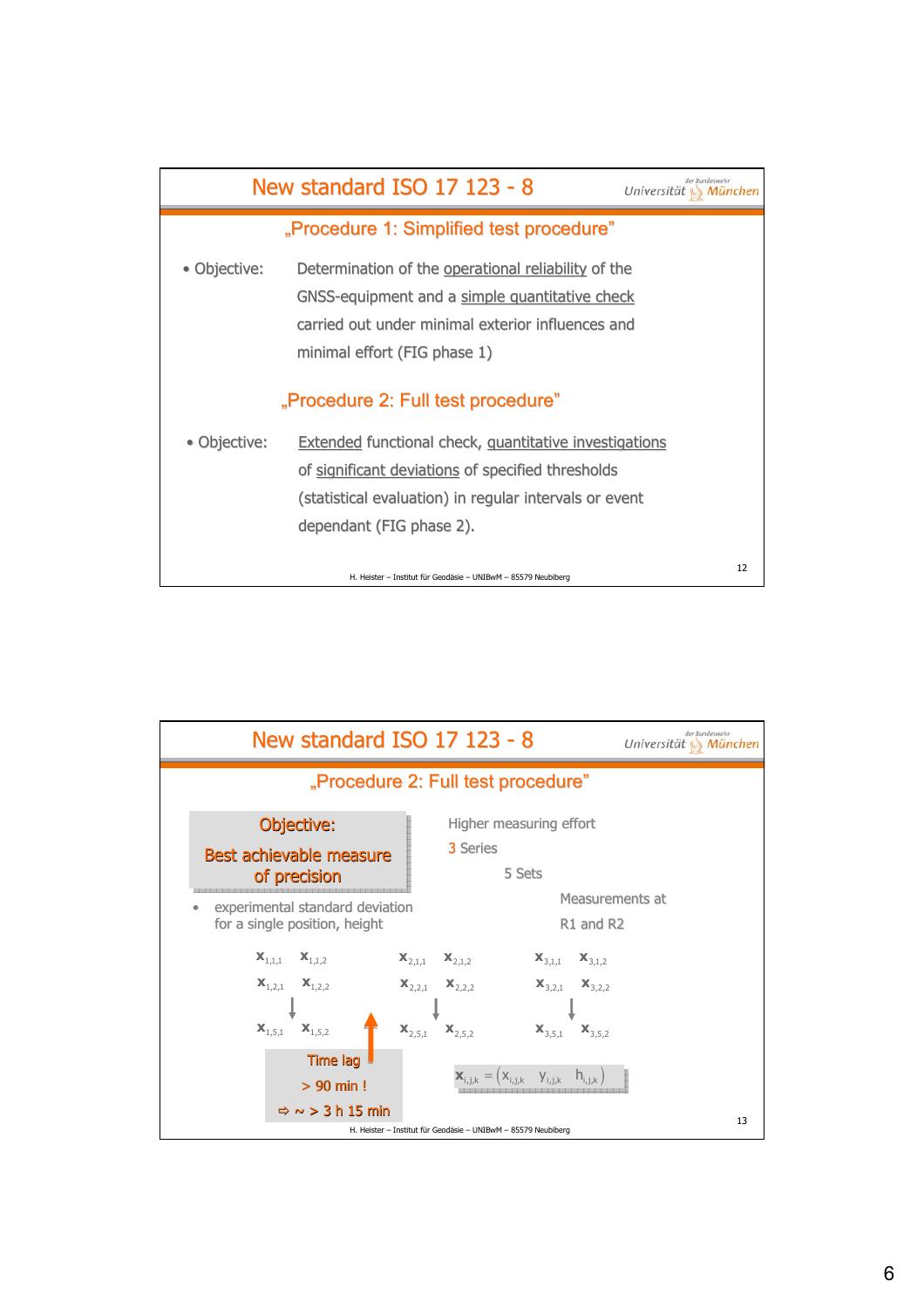## New standard ISO 17 123 - 8

### „Procedure 1: Simplified test procedure"

- Objective: Determination of the operational reliability of the GNSS-equipment and a simple quantitative check carried out under minimal exterior influences and minimal effort (FIG phase 1)

### „Procedure 2: Full test procedure"

- Objective: Extended functional check, quantitative investigations of significant deviations of specified thresholds (statistical evaluation) in regular intervals or event dependant (FIG phase 2).

H. Heister – Institut für Geodäsie – UNIBwM – 85579 Neubiberg

## New standard ISO 17 123 - 8

### „Procedure 2: Full test procedure"

**Objective:**

**Best achievable measure of precision**

- experimental standard deviation for a single position, height

Higher measuring effort

3 Series

5 Sets

Measurements at R1 and R2

| Series 1 | | Series 2 | | Series 3 | |
|---|---|---|---|---|---|
| $\mathbf{x}_{1,1,1}$ | $\mathbf{x}_{1,1,2}$ | $\mathbf{x}_{2,1,1}$ | $\mathbf{x}_{2,1,2}$ | $\mathbf{x}_{3,1,1}$ | $\mathbf{x}_{3,1,2}$ |
| $\mathbf{x}_{1,2,1}$ | $\mathbf{x}_{1,2,2}$ | $\mathbf{x}_{2,2,1}$ | $\mathbf{x}_{2,2,2}$ | $\mathbf{x}_{3,2,1}$ | $\mathbf{x}_{3,2,2}$ |
| ↓ | | ↓ | | ↓ | |
| $\mathbf{x}_{1,5,1}$ | $\mathbf{x}_{1,5,2}$ | $\mathbf{x}_{2,5,1}$ | $\mathbf{x}_{2,5,2}$ | $\mathbf{x}_{3,5,1}$ | $\mathbf{x}_{3,5,2}$ |

Time lag

> 90 min !

⇨ ~ > 3 h 15 min

$$\mathbf{x}_{i,j,k} = \left( x_{i,j,k} \quad y_{i,j,k} \quad h_{i,j,k} \right)$$

H. Heister – Institut für Geodäsie – UNIBwM – 85579 Neubiberg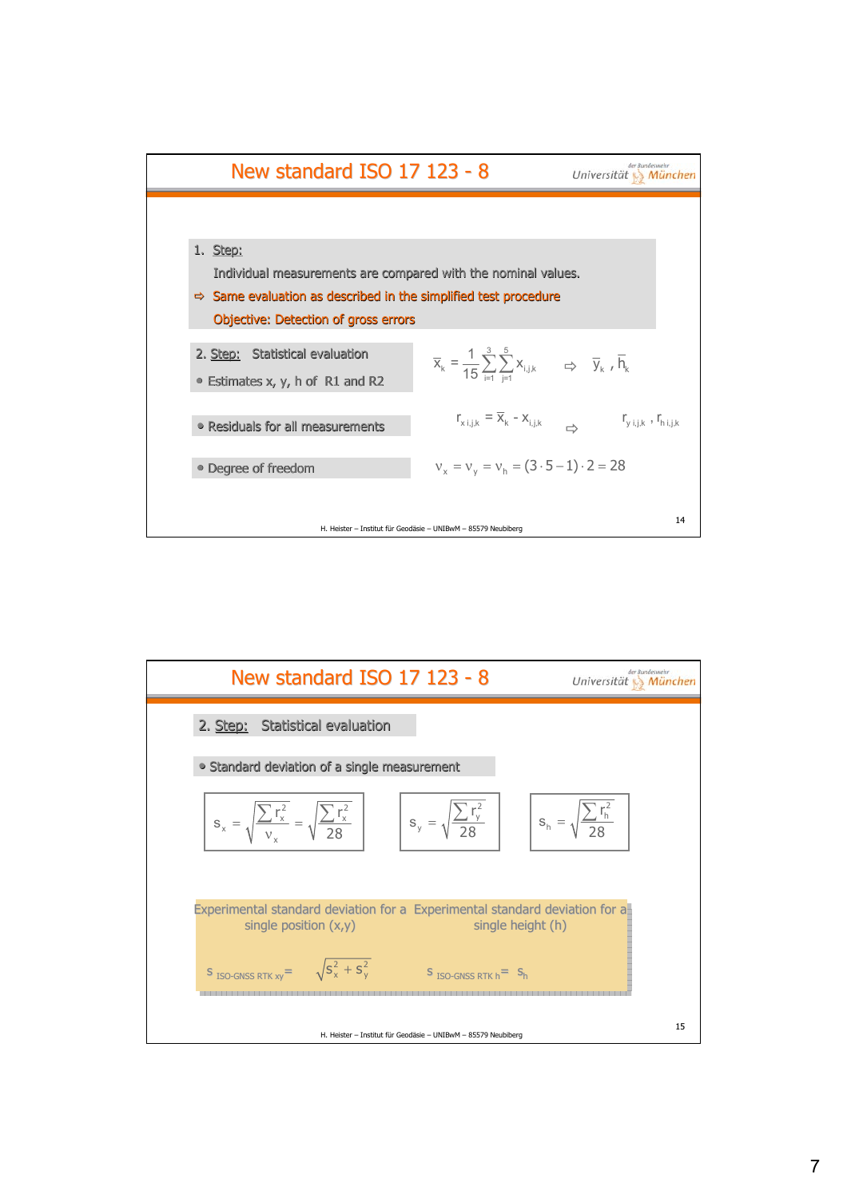## New standard ISO 17 123 - 8

1. Step:

   Individual measurements are compared with the nominal values.

   ⇨ Same evaluation as described in the simplified test procedure

   Objective: Detection of gross errors

2. Step: Statistical evaluation

- Estimates x, y, h of R1 and R2

$$\bar{x}_k = \frac{1}{15}\sum_{i=1}^{3}\sum_{j=1}^{5} x_{i,j,k} \quad \Rightarrow \quad \bar{y}_k \,,\, \bar{h}_k$$

- Residuals for all measurements

$$r_{x\,i,j,k} = \bar{x}_k - x_{i,j,k} \quad \Rightarrow \quad r_{y\,i,j,k} \,,\, r_{h\,i,j,k}$$

- Degree of freedom

$$\nu_x = \nu_y = \nu_h = (3 \cdot 5 - 1) \cdot 2 = 28$$

H. Heister – Institut für Geodäsie – UNIBwM – 85579 Neubiberg

## New standard ISO 17 123 - 8

2. Step: Statistical evaluation

- Standard deviation of a single measurement

$$s_x = \sqrt{\frac{\sum r_x^2}{\nu_x}} = \sqrt{\frac{\sum r_x^2}{28}} \qquad s_y = \sqrt{\frac{\sum r_y^2}{28}} \qquad s_h = \sqrt{\frac{\sum r_h^2}{28}}$$

Experimental standard deviation for a single position (x,y)

$$s_{\text{ISO-GNSS RTK xy}} = \sqrt{s_x^2 + s_y^2}$$

Experimental standard deviation for a single height (h)

$$s_{\text{ISO-GNSS RTK h}} = s_h$$

H. Heister – Institut für Geodäsie – UNIBwM – 85579 Neubiberg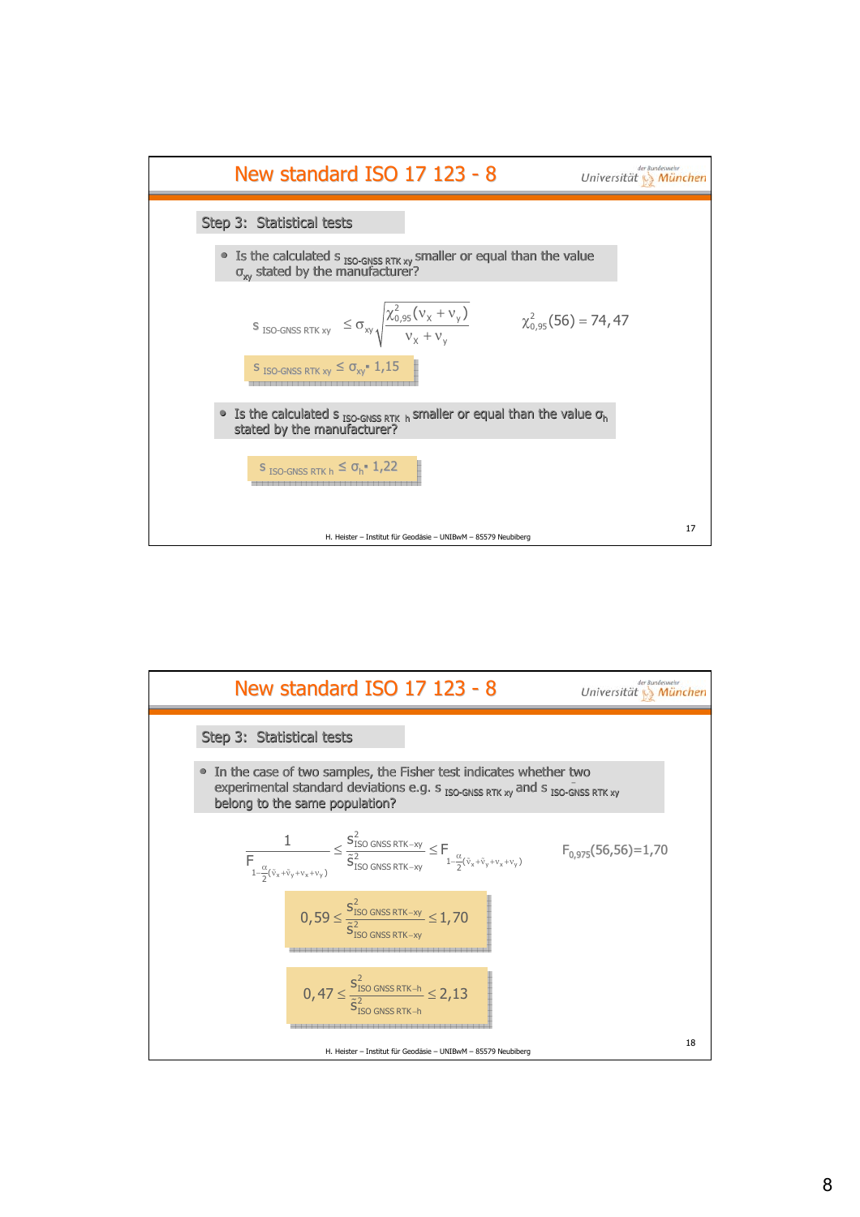# New standard ISO 17 123 - 8

## Step 3: Statistical tests

- Is the calculated $s_{\text{ISO-GNSS RTK xy}}$ smaller or equal than the value $\sigma_{xy}$ stated by the manufacturer?

$$s_{\text{ISO-GNSS RTK xy}} \leq \sigma_{xy} \sqrt{\frac{\chi^2_{0,95}(\nu_x + \nu_y)}{\nu_x + \nu_y}} \qquad \chi^2_{0,95}(56) = 74,47$$

$$s_{\text{ISO-GNSS RTK xy}} \leq \sigma_{xy} \cdot 1,15$$

- Is the calculated $s_{\text{ISO-GNSS RTK h}}$ smaller or equal than the value $\sigma_h$ stated by the manufacturer?

$$s_{\text{ISO-GNSS RTK h}} \leq \sigma_h \cdot 1,22$$

# New standard ISO 17 123 - 8

## Step 3: Statistical tests

- In the case of two samples, the Fisher test indicates whether two experimental standard deviations e.g. $s_{\text{ISO-GNSS RTK xy}}$ and $\tilde{s}_{\text{ISO-GNSS RTK xy}}$ belong to the same population?

$$\frac{1}{F_{1-\frac{\alpha}{2}(\tilde{\nu}_x+\tilde{\nu}_y+\nu_x+\nu_y)}} \leq \frac{s^2_{\text{ISO GNSS RTK-xy}}}{\tilde{s}^2_{\text{ISO GNSS RTK-xy}}} \leq F_{1-\frac{\alpha}{2}(\tilde{\nu}_x+\tilde{\nu}_y+\nu_x+\nu_y)} \qquad F_{0,975}(56,56)=1,70$$

$$0,59 \leq \frac{s^2_{\text{ISO GNSS RTK-xy}}}{\tilde{s}^2_{\text{ISO GNSS RTK-xy}}} \leq 1,70$$

$$0,47 \leq \frac{s^2_{\text{ISO GNSS RTK-h}}}{\tilde{s}^2_{\text{ISO GNSS RTK-h}}} \leq 2,13$$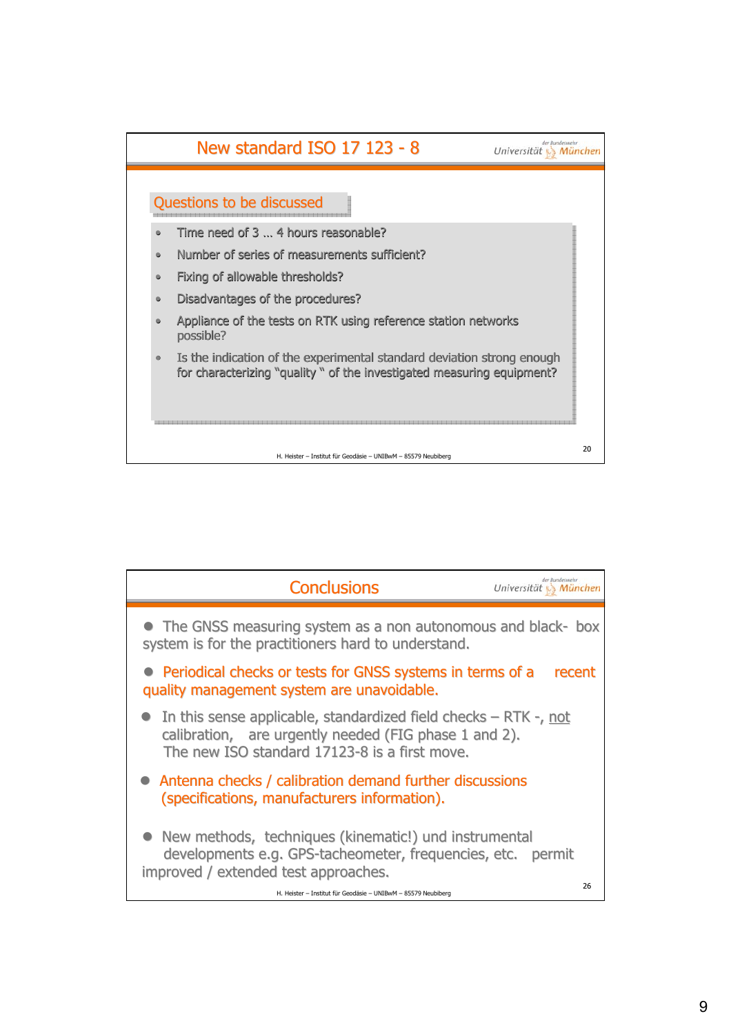## New standard ISO 17 123 - 8

### Questions to be discussed

- Time need of 3 … 4 hours reasonable?
- Number of series of measurements sufficient?
- Fixing of allowable thresholds?
- Disadvantages of the procedures?
- Appliance of the tests on RTK using reference station networks possible?
- Is the indication of the experimental standard deviation strong enough for characterizing "quality " of the investigated measuring equipment?

H. Heister – Institut für Geodäsie – UNIBwM – 85579 Neubiberg

## Conclusions

- The GNSS measuring system as a non autonomous and black- box system is for the practitioners hard to understand.
- Periodical checks or tests for GNSS systems in terms of a recent quality management system are unavoidable.
- In this sense applicable, standardized field checks – RTK -, not calibration, are urgently needed (FIG phase 1 and 2). The new ISO standard 17123-8 is a first move.
- Antenna checks / calibration demand further discussions (specifications, manufacturers information).
- New methods, techniques (kinematic!) und instrumental developments e.g. GPS-tacheometer, frequencies, etc. permit improved / extended test approaches.

H. Heister – Institut für Geodäsie – UNIBwM – 85579 Neubiberg